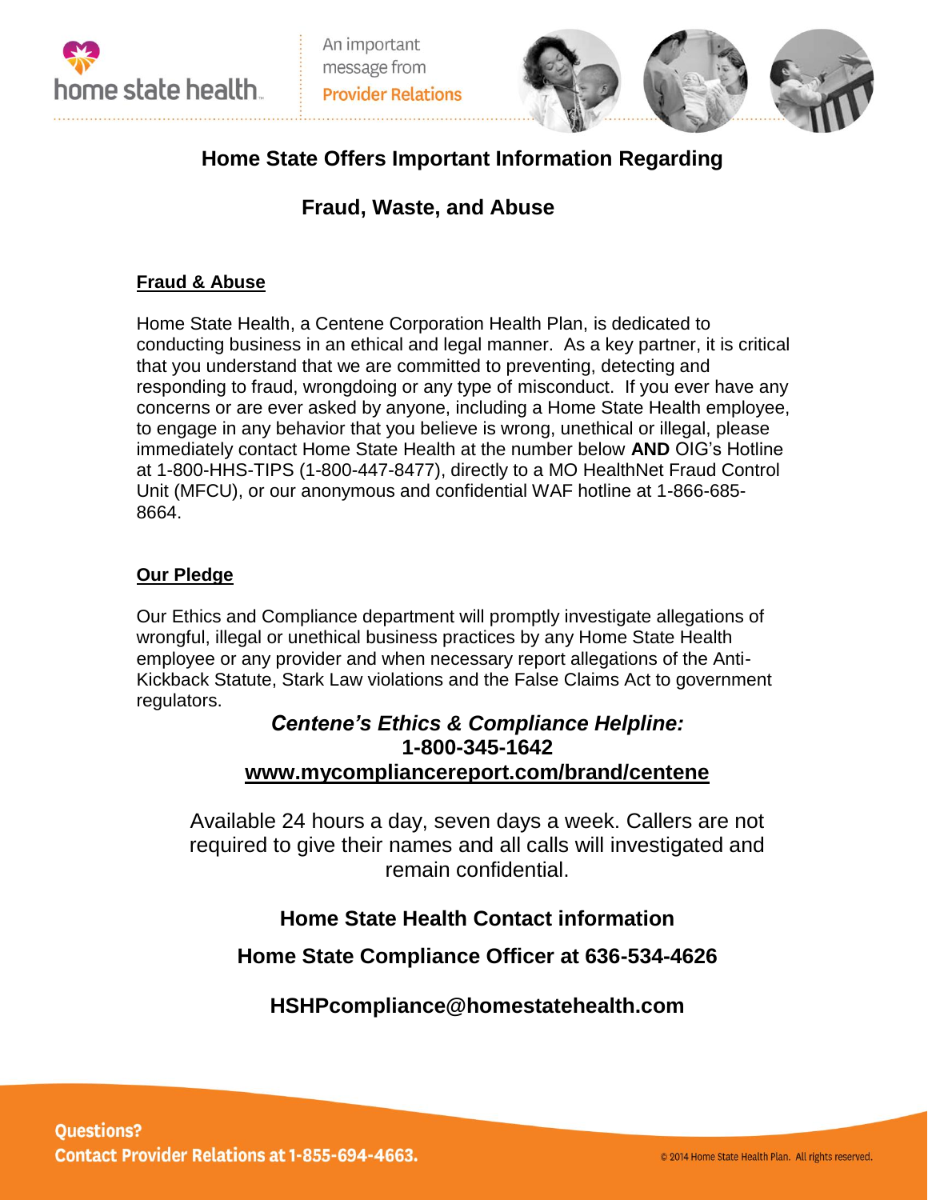home state health

An important message from Provider Relations

# Home State Offers Important Information Regarding

# Fraud, Waste, and Abuse

## Fraud & Abuse

Home State Health, a Centene Corporation Health Plan, is dedicated to conducting business in an ethical and legal manner. As a key partner, it is critical that you understand that we are committed to preventing, detecting and responding to fraud, wrongdoing or any type of misconduct. If you ever have any concerns or are ever asked by anyone, including a Home State Health employee, to engage in any behavior that you believe is wrong, unethical or illegal, please immediately contact Home State Health at the number below **AND** OIG's Hotline at 1-800-HHS-TIPS (1-800-447-8477), directly to a MO HealthNet Fraud Control Unit (MFCU), or our anonymous and confidential WAF hotline at 1-866-685-8664.

## Our Pledge

Our Ethics and Compliance department will promptly investigate allegations of wrongful, illegal or unethical business practices by any Home State Health employee or any provider and when necessary report allegations of the Anti-Kickback Statute, Stark Law violations and the False Claims Act to government regulators.

***Centene's Ethics & Compliance Helpline:***
**1-800-345-1642**
**www.mycompliancereport.com/brand/centene**

Available 24 hours a day, seven days a week. Callers are not required to give their names and all calls will investigated and remain confidential.

**Home State Health Contact information**

**Home State Compliance Officer at 636-534-4626**

**HSHPcompliance@homestatehealth.com**

**Questions?**
**Contact Provider Relations at 1-855-694-4663.**

© 2014 Home State Health Plan. All rights reserved.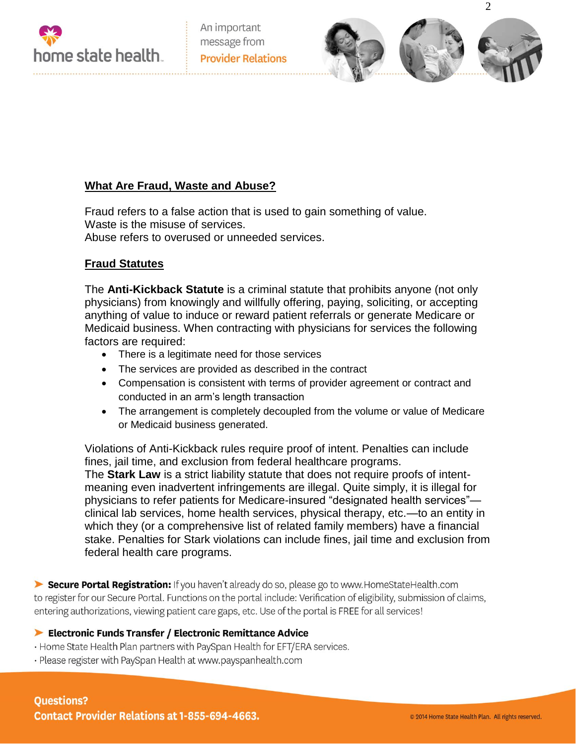## What Are Fraud, Waste and Abuse?

Fraud refers to a false action that is used to gain something of value.
Waste is the misuse of services.
Abuse refers to overused or unneeded services.

## Fraud Statutes

The **Anti-Kickback Statute** is a criminal statute that prohibits anyone (not only physicians) from knowingly and willfully offering, paying, soliciting, or accepting anything of value to induce or reward patient referrals or generate Medicare or Medicaid business. When contracting with physicians for services the following factors are required:

- There is a legitimate need for those services
- The services are provided as described in the contract
- Compensation is consistent with terms of provider agreement or contract and conducted in an arm's length transaction
- The arrangement is completely decoupled from the volume or value of Medicare or Medicaid business generated.

Violations of Anti-Kickback rules require proof of intent. Penalties can include fines, jail time, and exclusion from federal healthcare programs.
The **Stark Law** is a strict liability statute that does not require proofs of intent- meaning even inadvertent infringements are illegal. Quite simply, it is illegal for physicians to refer patients for Medicare-insured "designated health services"—clinical lab services, home health services, physical therapy, etc.—to an entity in which they (or a comprehensive list of related family members) have a financial stake. Penalties for Stark violations can include fines, jail time and exclusion from federal health care programs.

➤ **Secure Portal Registration:** If you haven't already do so, please go to www.HomeStateHealth.com to register for our Secure Portal. Functions on the portal include: Verification of eligibility, submission of claims, entering authorizations, viewing patient care gaps, etc. Use of the portal is FREE for all services!

➤ **Electronic Funds Transfer / Electronic Remittance Advice**

- Home State Health Plan partners with PaySpan Health for EFT/ERA services.
- Please register with PaySpan Health at www.payspanhealth.com

**Questions?**
**Contact Provider Relations at 1-855-694-4663.**

© 2014 Home State Health Plan. All rights reserved.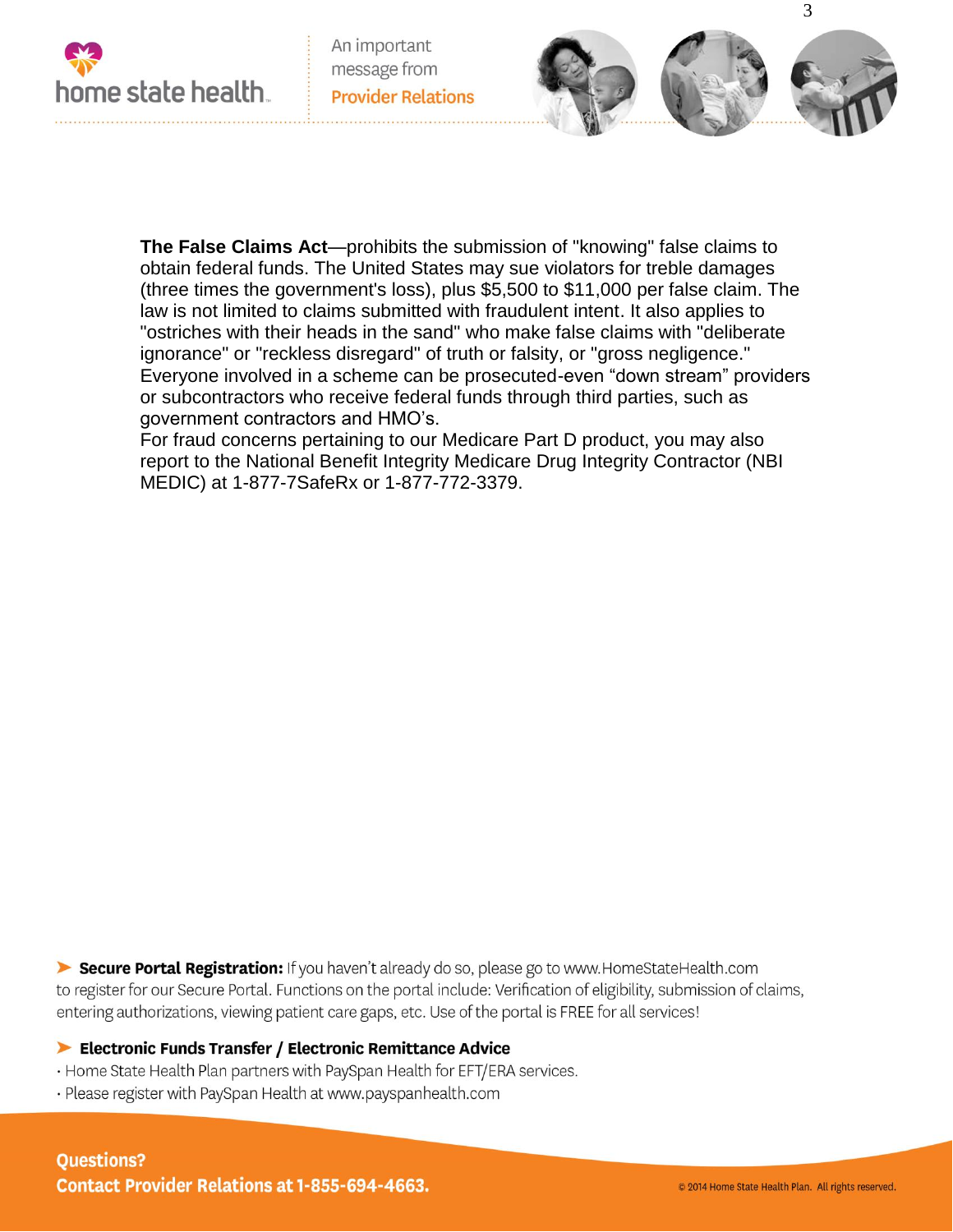**The False Claims Act**—prohibits the submission of "knowing" false claims to obtain federal funds. The United States may sue violators for treble damages (three times the government's loss), plus $5,500 to $11,000 per false claim. The law is not limited to claims submitted with fraudulent intent. It also applies to "ostriches with their heads in the sand" who make false claims with "deliberate ignorance" or "reckless disregard" of truth or falsity, or "gross negligence." Everyone involved in a scheme can be prosecuted-even “down stream” providers or subcontractors who receive federal funds through third parties, such as government contractors and HMO’s.

For fraud concerns pertaining to our Medicare Part D product, you may also report to the National Benefit Integrity Medicare Drug Integrity Contractor (NBI MEDIC) at 1-877-7SafeRx or 1-877-772-3379.

- **Secure Portal Registration:** If you haven’t already do so, please go to www.HomeStateHealth.com to register for our Secure Portal. Functions on the portal include: Verification of eligibility, submission of claims, entering authorizations, viewing patient care gaps, etc. Use of the portal is FREE for all services!

- **Electronic Funds Transfer / Electronic Remittance Advice**
  - Home State Health Plan partners with PaySpan Health for EFT/ERA services.
  - Please register with PaySpan Health at www.payspanhealth.com

**Questions?**
**Contact Provider Relations at 1-855-694-4663.**

© 2014 Home State Health Plan. All rights reserved.